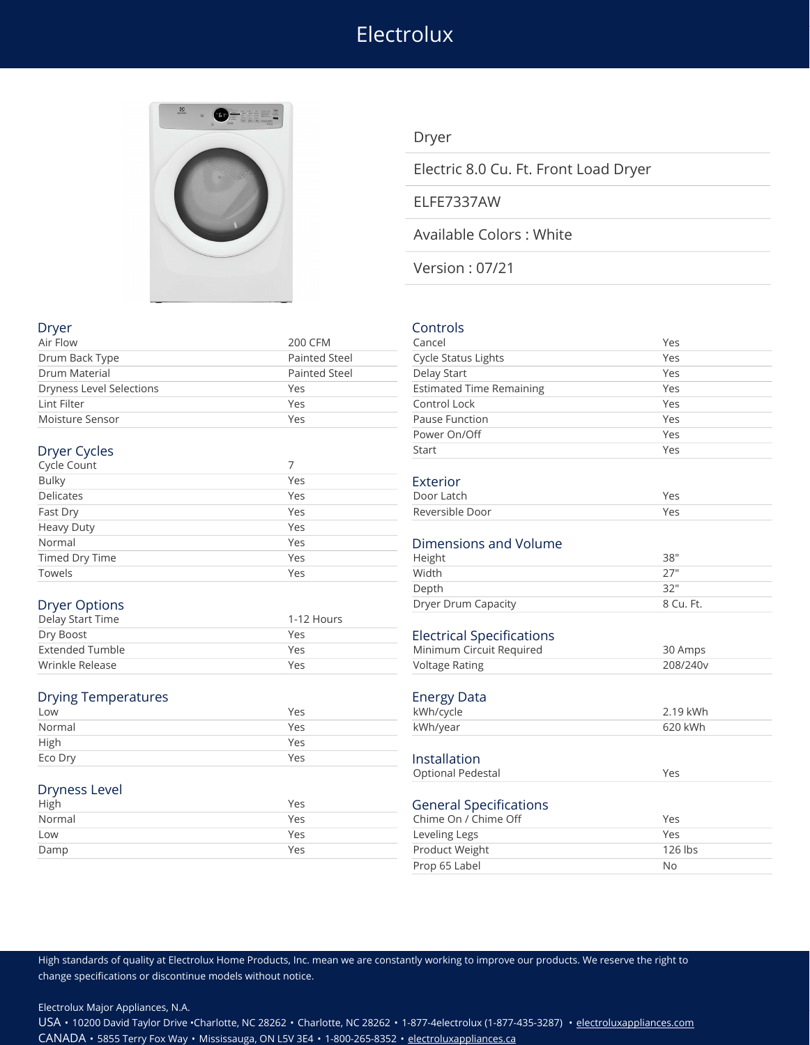# Electrolux

Dryer

Electric 8.0 Cu. Ft. Front Load Dryer

ELFE7337AW

Available Colors : White

Version : 07/21

## Dryer

| | |
|---|---|
| Air Flow | 200 CFM |
| Drum Back Type | Painted Steel |
| Drum Material | Painted Steel |
| Dryness Level Selections | Yes |
| Lint Filter | Yes |
| Moisture Sensor | Yes |

## Dryer Cycles

| | |
|---|---|
| Cycle Count | 7 |
| Bulky | Yes |
| Delicates | Yes |
| Fast Dry | Yes |
| Heavy Duty | Yes |
| Normal | Yes |
| Timed Dry Time | Yes |
| Towels | Yes |

## Dryer Options

| | |
|---|---|
| Delay Start Time | 1-12 Hours |
| Dry Boost | Yes |
| Extended Tumble | Yes |
| Wrinkle Release | Yes |

## Drying Temperatures

| | |
|---|---|
| Low | Yes |
| Normal | Yes |
| High | Yes |
| Eco Dry | Yes |

## Dryness Level

| | |
|---|---|
| High | Yes |
| Normal | Yes |
| Low | Yes |
| Damp | Yes |

## Controls

| | |
|---|---|
| Cancel | Yes |
| Cycle Status Lights | Yes |
| Delay Start | Yes |
| Estimated Time Remaining | Yes |
| Control Lock | Yes |
| Pause Function | Yes |
| Power On/Off | Yes |
| Start | Yes |

## Exterior

| | |
|---|---|
| Door Latch | Yes |
| Reversible Door | Yes |

## Dimensions and Volume

| | |
|---|---|
| Height | 38" |
| Width | 27" |
| Depth | 32" |
| Dryer Drum Capacity | 8 Cu. Ft. |

## Electrical Specifications

| | |
|---|---|
| Minimum Circuit Required | 30 Amps |
| Voltage Rating | 208/240v |

## Energy Data

| | |
|---|---|
| kWh/cycle | 2.19 kWh |
| kWh/year | 620 kWh |

## Installation

| | |
|---|---|
| Optional Pedestal | Yes |

## General Specifications

| | |
|---|---|
| Chime On / Chime Off | Yes |
| Leveling Legs | Yes |
| Product Weight | 126 lbs |
| Prop 65 Label | No |

High standards of quality at Electrolux Home Products, Inc. mean we are constantly working to improve our products. We reserve the right to change specifications or discontinue models without notice.

Electrolux Major Appliances, N.A.

USA • 10200 David Taylor Drive •Charlotte, NC 28262 • Charlotte, NC 28262 • 1-877-4electrolux (1-877-435-3287) • electroluxappliances.com

CANADA • 5855 Terry Fox Way • Mississauga, ON L5V 3E4 • 1-800-265-8352 • electroluxappliances.ca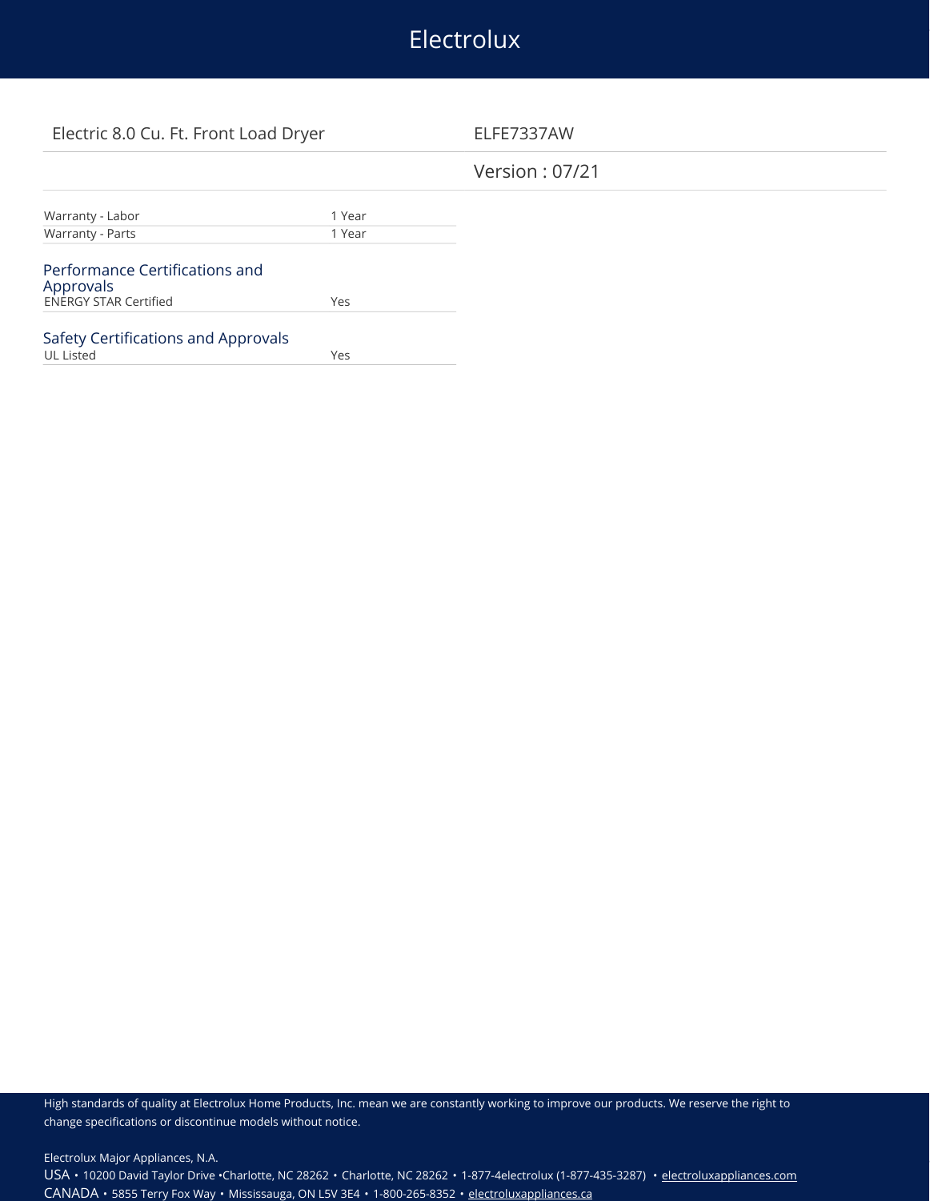Electric 8.0 Cu. Ft. Front Load Dryer

ELFE7337AW

Version : 07/21

| | |
|---|---|
| Warranty - Labor | 1 Year |
| Warranty - Parts | 1 Year |

### Performance Certifications and Approvals

| | |
|---|---|
| ENERGY STAR Certified | Yes |

### Safety Certifications and Approvals

| | |
|---|---|
| UL Listed | Yes |

High standards of quality at Electrolux Home Products, Inc. mean we are constantly working to improve our products. We reserve the right to change specifications or discontinue models without notice.

Electrolux Major Appliances, N.A.

USA • 10200 David Taylor Drive •Charlotte, NC 28262 • Charlotte, NC 28262 • 1-877-4electrolux (1-877-435-3287) • electroluxappliances.com

CANADA • 5855 Terry Fox Way • Mississauga, ON L5V 3E4 • 1-800-265-8352 • electroluxappliances.ca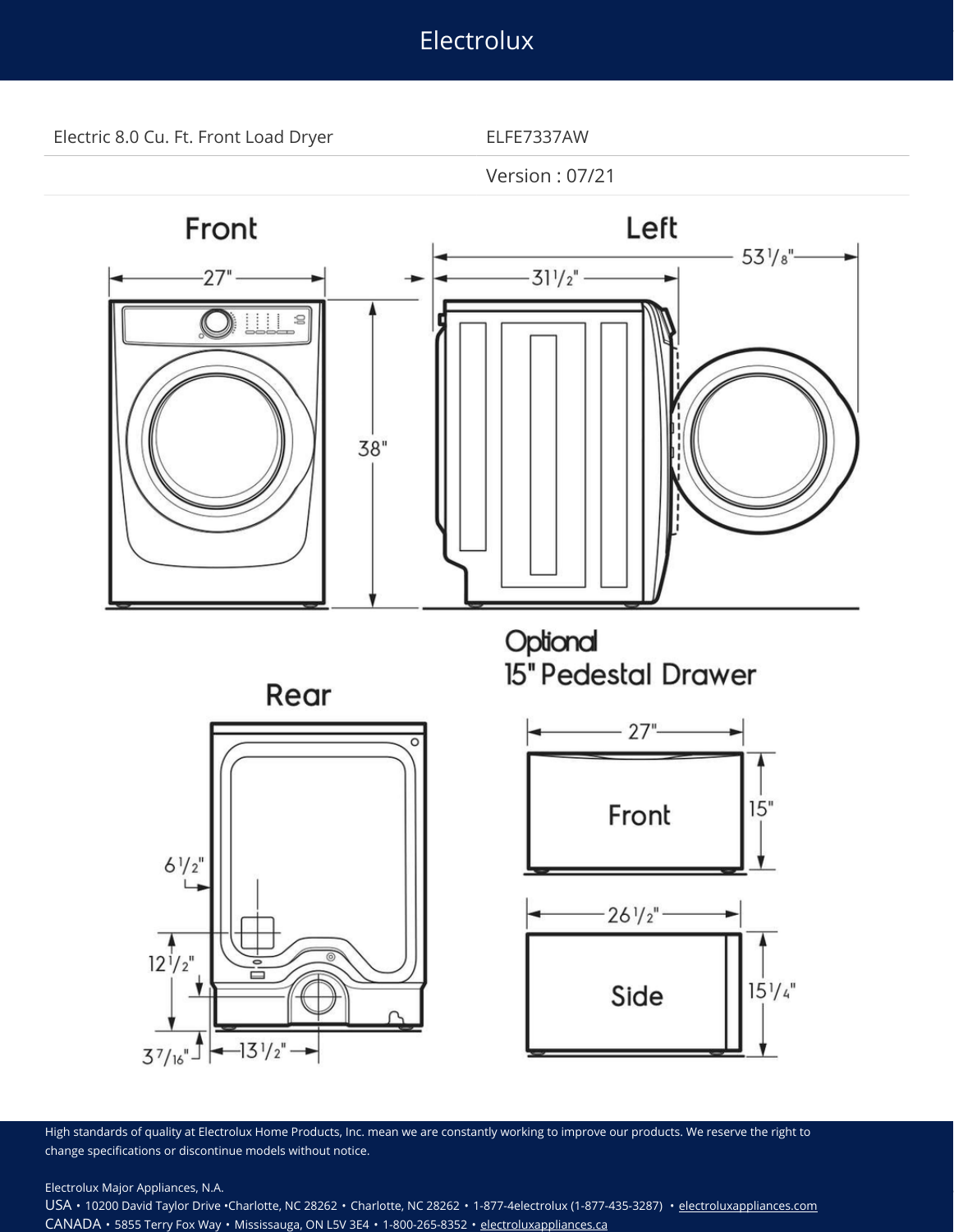# Electrolux

| | |
|---|---|
| Electric 8.0 Cu. Ft. Front Load Dryer | ELFE7337AW |
| | Version : 07/21 |

## Front

27"

38"

## Left

31 1/2"

53 1/8"

## Rear

6 1/2"

12 1/2"

3 7/16"

13 1/2"

## Optional 15" Pedestal Drawer

Front

27"

15"

Side

26 1/2"

15 1/4"

High standards of quality at Electrolux Home Products, Inc. mean we are constantly working to improve our products. We reserve the right to change specifications or discontinue models without notice.

Electrolux Major Appliances, N.A.

USA • 10200 David Taylor Drive •Charlotte, NC 28262 • Charlotte, NC 28262 • 1-877-4electrolux (1-877-435-3287) • electroluxappliances.com

CANADA • 5855 Terry Fox Way • Mississauga, ON L5V 3E4 • 1-800-265-8352 • electroluxappliances.ca